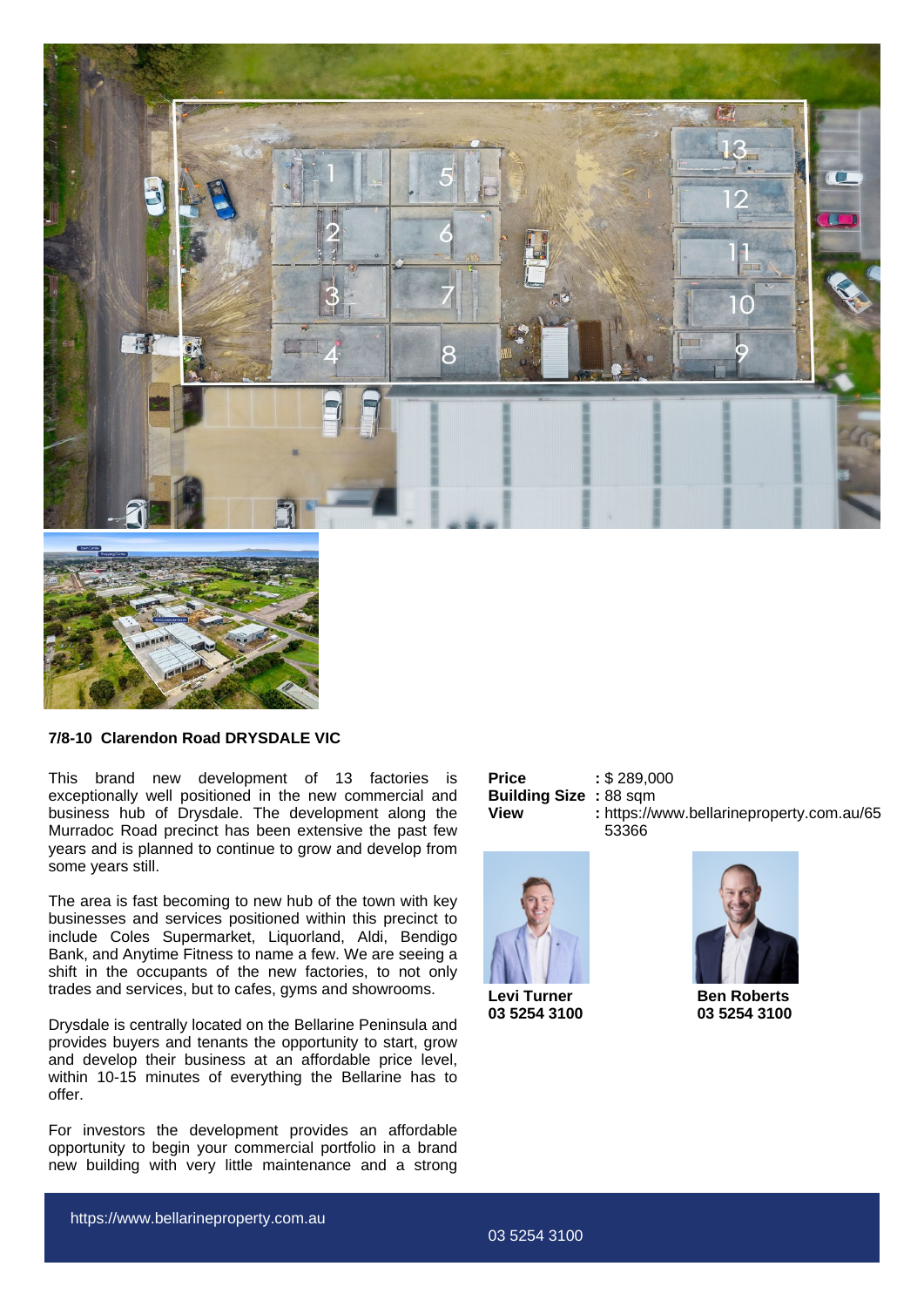**7/8-10 Clarendon Road DRYSDALE VIC**

This brand new development of 13 factories is exceptionally well positioned in the new commercial and business hub of Drysdale. The development along the Murradoc Road precinct has been extensive the past few years and is planned to continue to grow and develop from some years still.

The area is fast becoming to new hub of the town with key businesses and services positioned within this precinct to include Coles Supermarket, Liquorland, Aldi, Bendigo Bank, and Anytime Fitness to name a few. We are seeing a shift in the occupants of the new factories, to not only trades and services, but to cafes, gyms and showrooms.

Drysdale is centrally located on the Bellarine Peninsula and provides buyers and tenants the opportunity to start, grow and develop their business at an affordable price level, within 10-15 minutes of everything the Bellarine has to offer.

For investors the development provides an affordable opportunity to begin your commercial portfolio in a brand new building with very little maintenance and a strong

| | |
|---|---|
| **Price** | : $ 289,000 |
| **Building Size** | : 88 sqm |
| **View** | : https://www.bellarineproperty.com.au/6553366 |

**Levi Turner**
**03 5254 3100**

**Ben Roberts**
**03 5254 3100**

https://www.bellarineproperty.com.au

03 5254 3100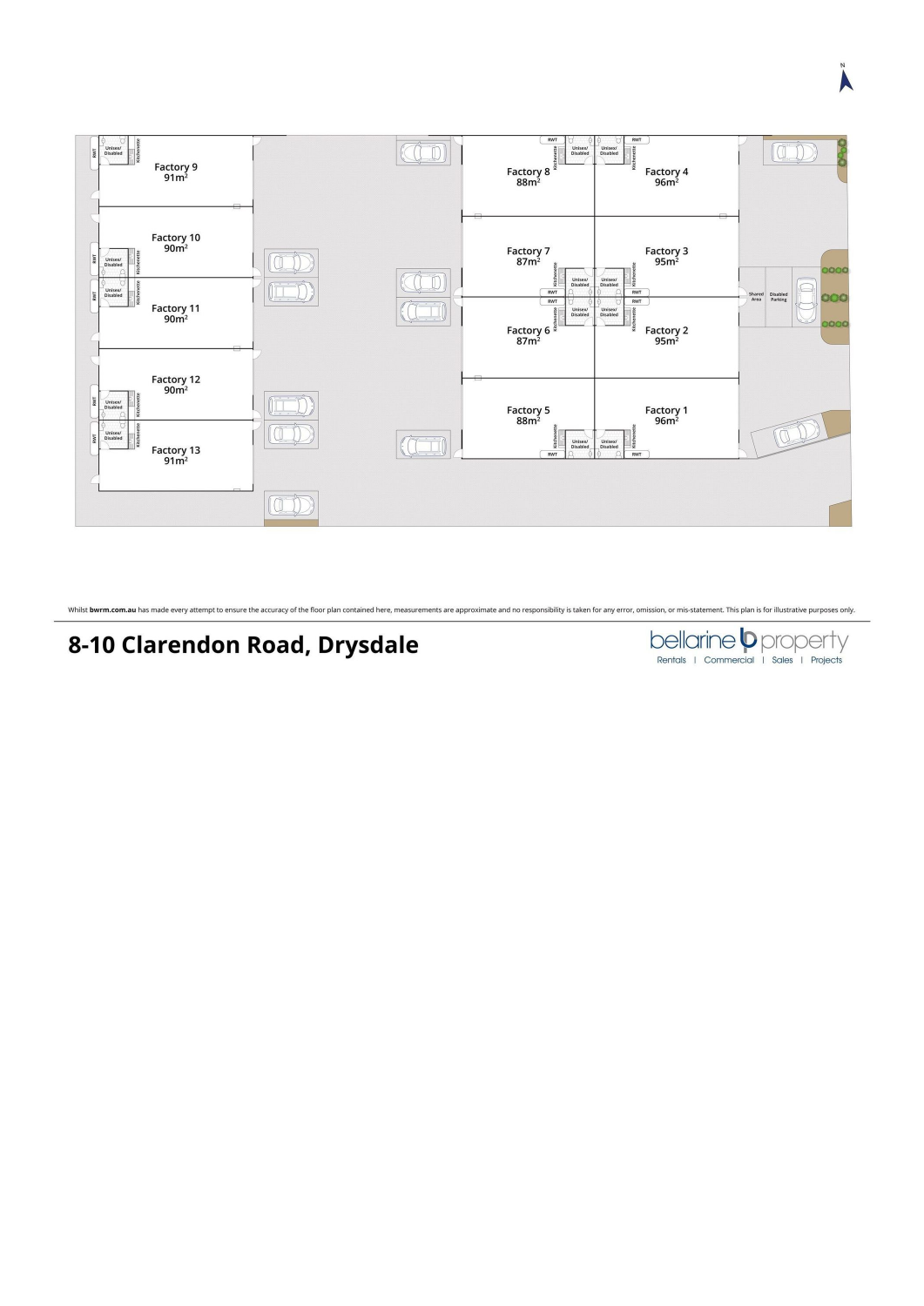N

Factory 9
91m²

Factory 10
90m²

Factory 11
90m²

Factory 12
90m²

Factory 13
91m²

Factory 8
88m²

Factory 4
96m²

Factory 7
87m²

Factory 3
95m²

Factory 6
87m²

Factory 2
95m²

Factory 5
88m²

Factory 1
96m²

Unisex/ Disabled

Kitchenette

RWT

Shared Area

Disabled Parking

Whilst **bwrm.com.au** has made every attempt to ensure the accuracy of the floor plan contained here, measurements are approximate and no responsibility is taken for any error, omission, or mis-statement. This plan is for illustrative purposes only.

# 8-10 Clarendon Road, Drysdale

bellarine property
Rentals | Commercial | Sales | Projects